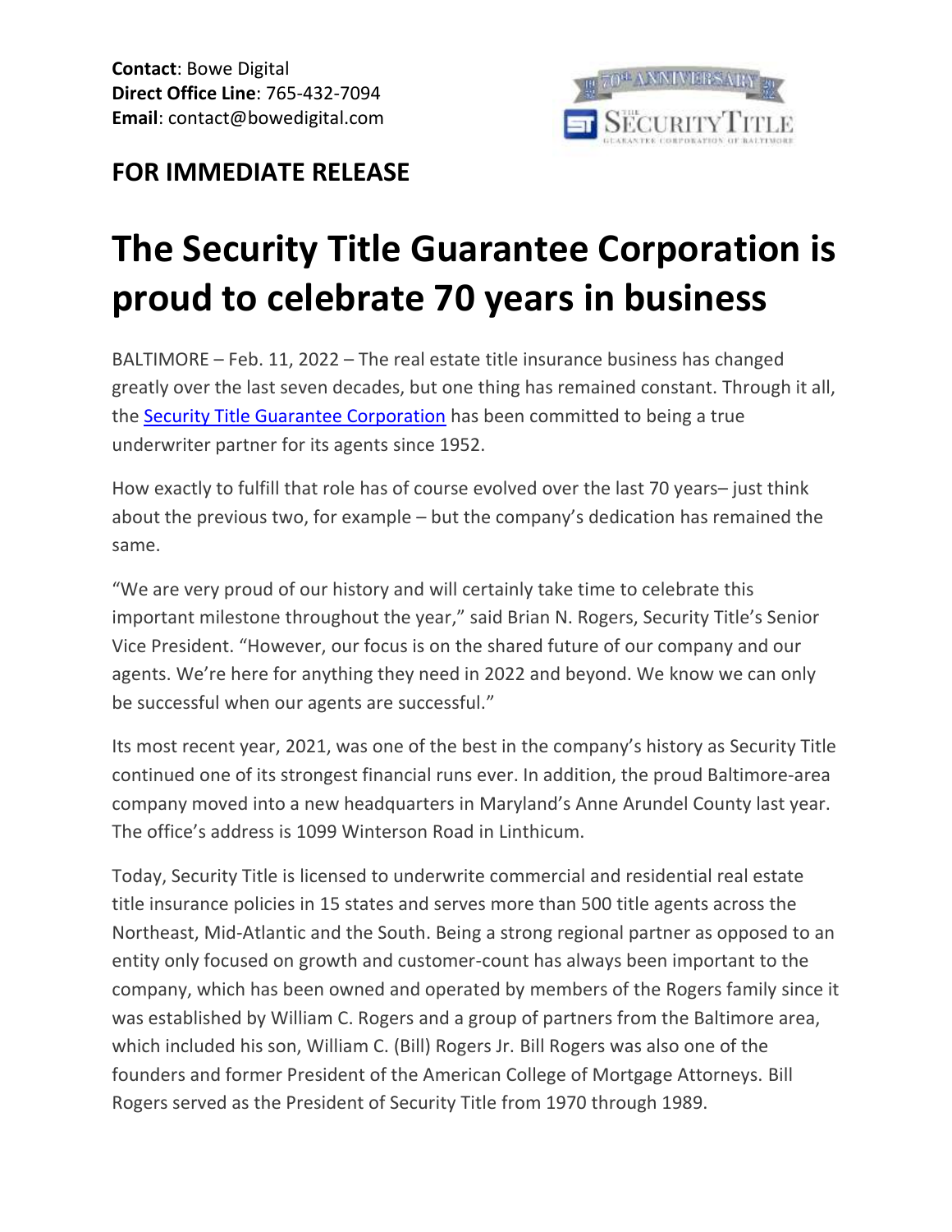**Contact**: Bowe Digital
**Direct Office Line**: 765-432-7094
**Email**: contact@bowedigital.com

**FOR IMMEDIATE RELEASE**

# The Security Title Guarantee Corporation is proud to celebrate 70 years in business

BALTIMORE – Feb. 11, 2022 – The real estate title insurance business has changed greatly over the last seven decades, but one thing has remained constant. Through it all, the Security Title Guarantee Corporation has been committed to being a true underwriter partner for its agents since 1952.

How exactly to fulfill that role has of course evolved over the last 70 years– just think about the previous two, for example – but the company's dedication has remained the same.

"We are very proud of our history and will certainly take time to celebrate this important milestone throughout the year," said Brian N. Rogers, Security Title's Senior Vice President. "However, our focus is on the shared future of our company and our agents. We're here for anything they need in 2022 and beyond. We know we can only be successful when our agents are successful."

Its most recent year, 2021, was one of the best in the company's history as Security Title continued one of its strongest financial runs ever. In addition, the proud Baltimore-area company moved into a new headquarters in Maryland's Anne Arundel County last year. The office's address is 1099 Winterson Road in Linthicum.

Today, Security Title is licensed to underwrite commercial and residential real estate title insurance policies in 15 states and serves more than 500 title agents across the Northeast, Mid-Atlantic and the South. Being a strong regional partner as opposed to an entity only focused on growth and customer-count has always been important to the company, which has been owned and operated by members of the Rogers family since it was established by William C. Rogers and a group of partners from the Baltimore area, which included his son, William C. (Bill) Rogers Jr. Bill Rogers was also one of the founders and former President of the American College of Mortgage Attorneys. Bill Rogers served as the President of Security Title from 1970 through 1989.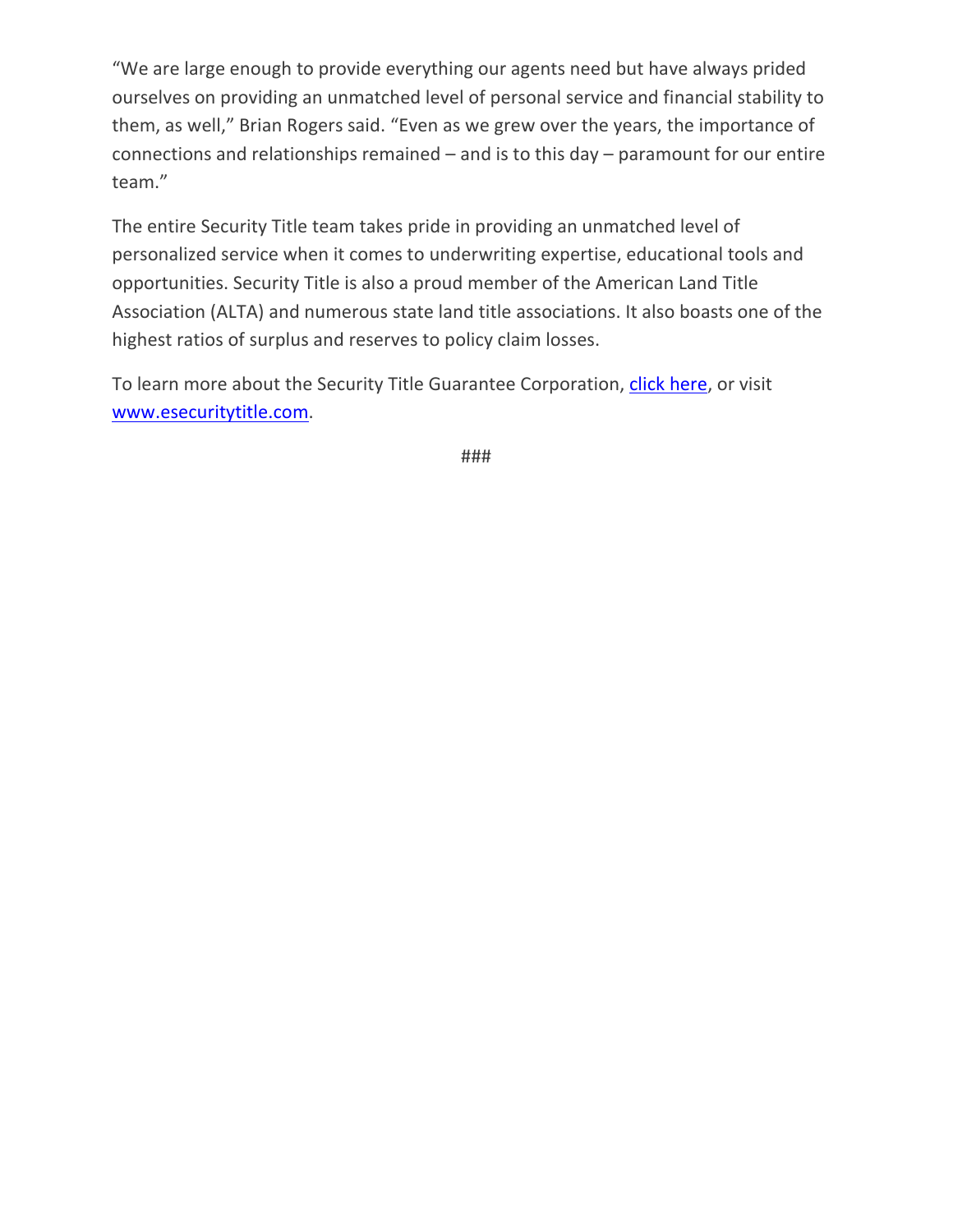"We are large enough to provide everything our agents need but have always prided ourselves on providing an unmatched level of personal service and financial stability to them, as well," Brian Rogers said. "Even as we grew over the years, the importance of connections and relationships remained – and is to this day – paramount for our entire team."

The entire Security Title team takes pride in providing an unmatched level of personalized service when it comes to underwriting expertise, educational tools and opportunities. Security Title is also a proud member of the American Land Title Association (ALTA) and numerous state land title associations. It also boasts one of the highest ratios of surplus and reserves to policy claim losses.

To learn more about the Security Title Guarantee Corporation, [click here](), or visit [www.esecuritytitle.com](http://www.esecuritytitle.com).

###